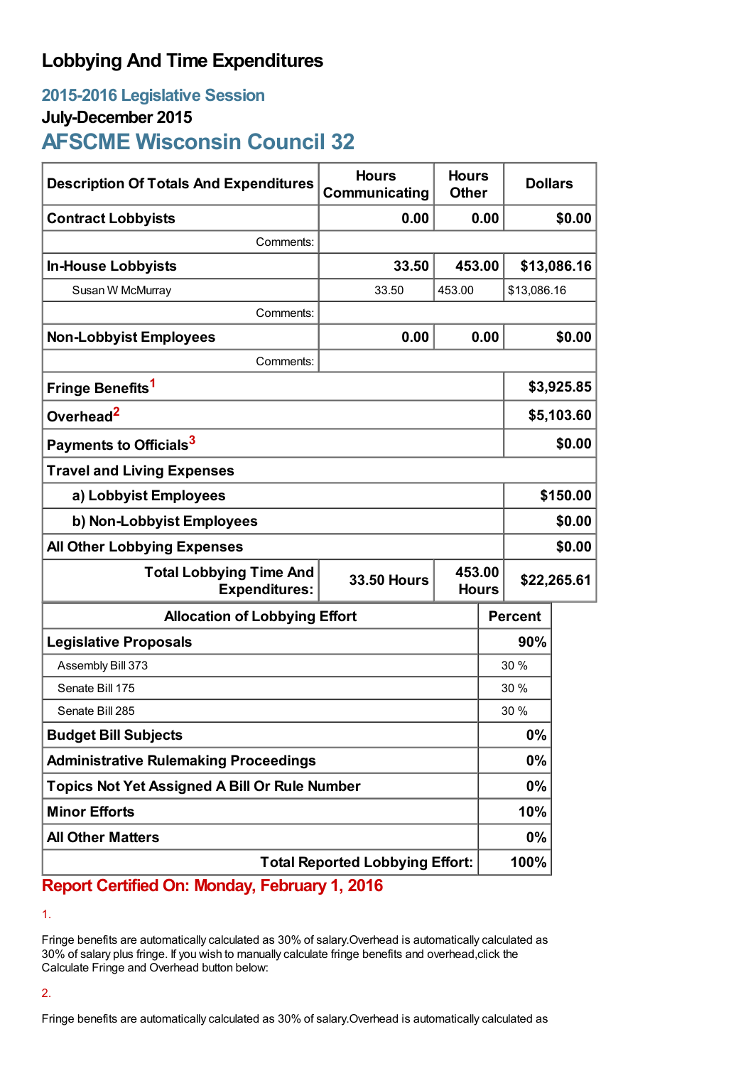# Lobbying And Time Expenditures

## 2015-2016 Legislative Session

### July-December 2015

## AFSCME Wisconsin Council 32

| Description Of Totals And Expenditures | Hours Communicating | Hours Other | Dollars |
|---|---|---|---|
| **Contract Lobbyists** | **0.00** | **0.00** | **$0.00** |
| Comments: | | | |
| **In-House Lobbyists** | **33.50** | **453.00** | **$13,086.16** |
| Susan W McMurray | 33.50 | 453.00 | $13,086.16 |
| Comments: | | | |
| **Non-Lobbyist Employees** | **0.00** | **0.00** | **$0.00** |
| Comments: | | | |
| **Fringe Benefits**[1] | | | **$3,925.85** |
| **Overhead**[2] | | | **$5,103.60** |
| **Payments to Officials**[3] | | | **$0.00** |
| **Travel and Living Expenses** | | | |
| **a) Lobbyist Employees** | | | **$150.00** |
| **b) Non-Lobbyist Employees** | | | **$0.00** |
| **All Other Lobbying Expenses** | | | **$0.00** |
| **Total Lobbying Time And Expenditures:** | **33.50 Hours** | **453.00 Hours** | **$22,265.61** |

| Allocation of Lobbying Effort | Percent |
|---|---|
| **Legislative Proposals** | **90%** |
| Assembly Bill 373 | 30 % |
| Senate Bill 175 | 30 % |
| Senate Bill 285 | 30 % |
| **Budget Bill Subjects** | **0%** |
| **Administrative Rulemaking Proceedings** | **0%** |
| **Topics Not Yet Assigned A Bill Or Rule Number** | **0%** |
| **Minor Efforts** | **10%** |
| **All Other Matters** | **0%** |
| **Total Reported Lobbying Effort:** | **100%** |

**Report Certified On: Monday, February 1, 2016**

1.

Fringe benefits are automatically calculated as 30% of salary.Overhead is automatically calculated as 30% of salary plus fringe. If you wish to manually calculate fringe benefits and overhead,click the Calculate Fringe and Overhead button below:

2.

Fringe benefits are automatically calculated as 30% of salary.Overhead is automatically calculated as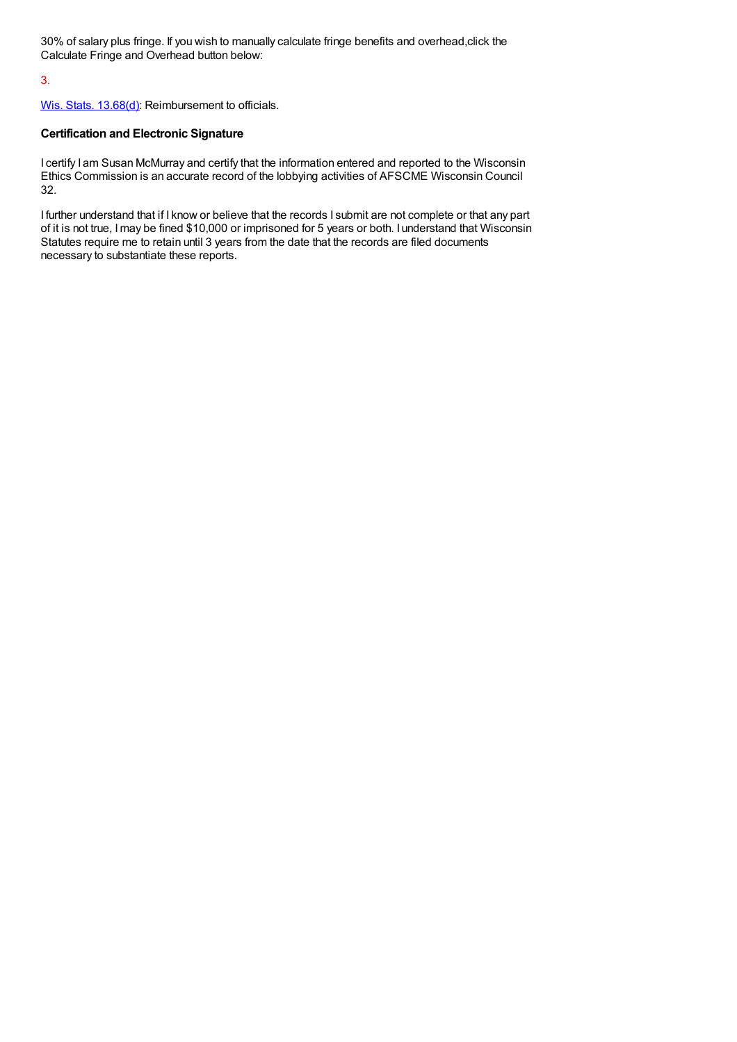30% of salary plus fringe. If you wish to manually calculate fringe benefits and overhead,click the Calculate Fringe and Overhead button below:

3.

Wis. Stats. 13.68(d): Reimbursement to officials.

**Certification and Electronic Signature**

I certify I am Susan McMurray and certify that the information entered and reported to the Wisconsin Ethics Commission is an accurate record of the lobbying activities of AFSCME Wisconsin Council 32.

I further understand that if I know or believe that the records I submit are not complete or that any part of it is not true, I may be fined $10,000 or imprisoned for 5 years or both. I understand that Wisconsin Statutes require me to retain until 3 years from the date that the records are filed documents necessary to substantiate these reports.